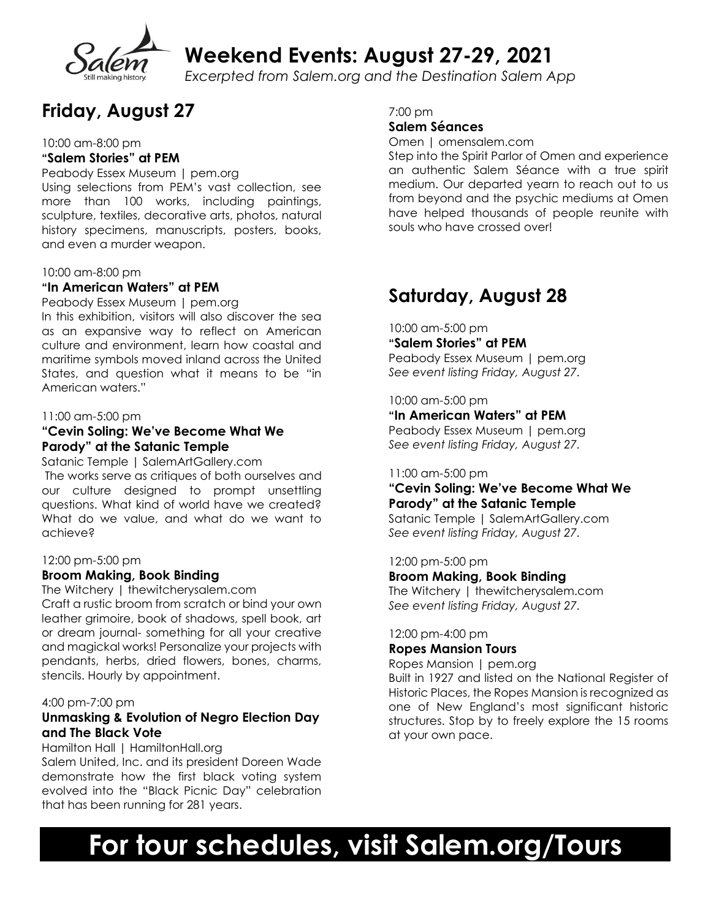# Weekend Events: August 27-29, 2021

*Excerpted from Salem.org and the Destination Salem App*

## Friday, August 27

10:00 am-8:00 pm
**"Salem Stories" at PEM**
Peabody Essex Museum | pem.org
Using selections from PEM's vast collection, see more than 100 works, including paintings, sculpture, textiles, decorative arts, photos, natural history specimens, manuscripts, posters, books, and even a murder weapon.

10:00 am-8:00 pm
**"In American Waters" at PEM**
Peabody Essex Museum | pem.org
In this exhibition, visitors will also discover the sea as an expansive way to reflect on American culture and environment, learn how coastal and maritime symbols moved inland across the United States, and question what it means to be "in American waters."

11:00 am-5:00 pm
**"Cevin Soling: We've Become What We Parody" at the Satanic Temple**
Satanic Temple | SalemArtGallery.com
The works serve as critiques of both ourselves and our culture designed to prompt unsettling questions. What kind of world have we created? What do we value, and what do we want to achieve?

12:00 pm-5:00 pm
**Broom Making, Book Binding**
The Witchery | thewitcherysalem.com
Craft a rustic broom from scratch or bind your own leather grimoire, book of shadows, spell book, art or dream journal- something for all your creative and magickal works! Personalize your projects with pendants, herbs, dried flowers, bones, charms, stencils. Hourly by appointment.

4:00 pm-7:00 pm
**Unmasking & Evolution of Negro Election Day and The Black Vote**
Hamilton Hall | HamiltonHall.org
Salem United, Inc. and its president Doreen Wade demonstrate how the first black voting system evolved into the "Black Picnic Day" celebration that has been running for 281 years.

7:00 pm
**Salem Séances**
Omen | omensalem.com
Step into the Spirit Parlor of Omen and experience an authentic Salem Séance with a true spirit medium. Our departed yearn to reach out to us from beyond and the psychic mediums at Omen have helped thousands of people reunite with souls who have crossed over!

## Saturday, August 28

10:00 am-5:00 pm
**"Salem Stories" at PEM**
Peabody Essex Museum | pem.org
*See event listing Friday, August 27.*

10:00 am-5:00 pm
**"In American Waters" at PEM**
Peabody Essex Museum | pem.org
*See event listing Friday, August 27.*

11:00 am-5:00 pm
**"Cevin Soling: We've Become What We Parody" at the Satanic Temple**
Satanic Temple | SalemArtGallery.com
*See event listing Friday, August 27.*

12:00 pm-5:00 pm
**Broom Making, Book Binding**
The Witchery | thewitcherysalem.com
*See event listing Friday, August 27.*

12:00 pm-4:00 pm
**Ropes Mansion Tours**
Ropes Mansion | pem.org
Built in 1927 and listed on the National Register of Historic Places, the Ropes Mansion is recognized as one of New England's most significant historic structures. Stop by to freely explore the 15 rooms at your own pace.

# For tour schedules, visit Salem.org/Tours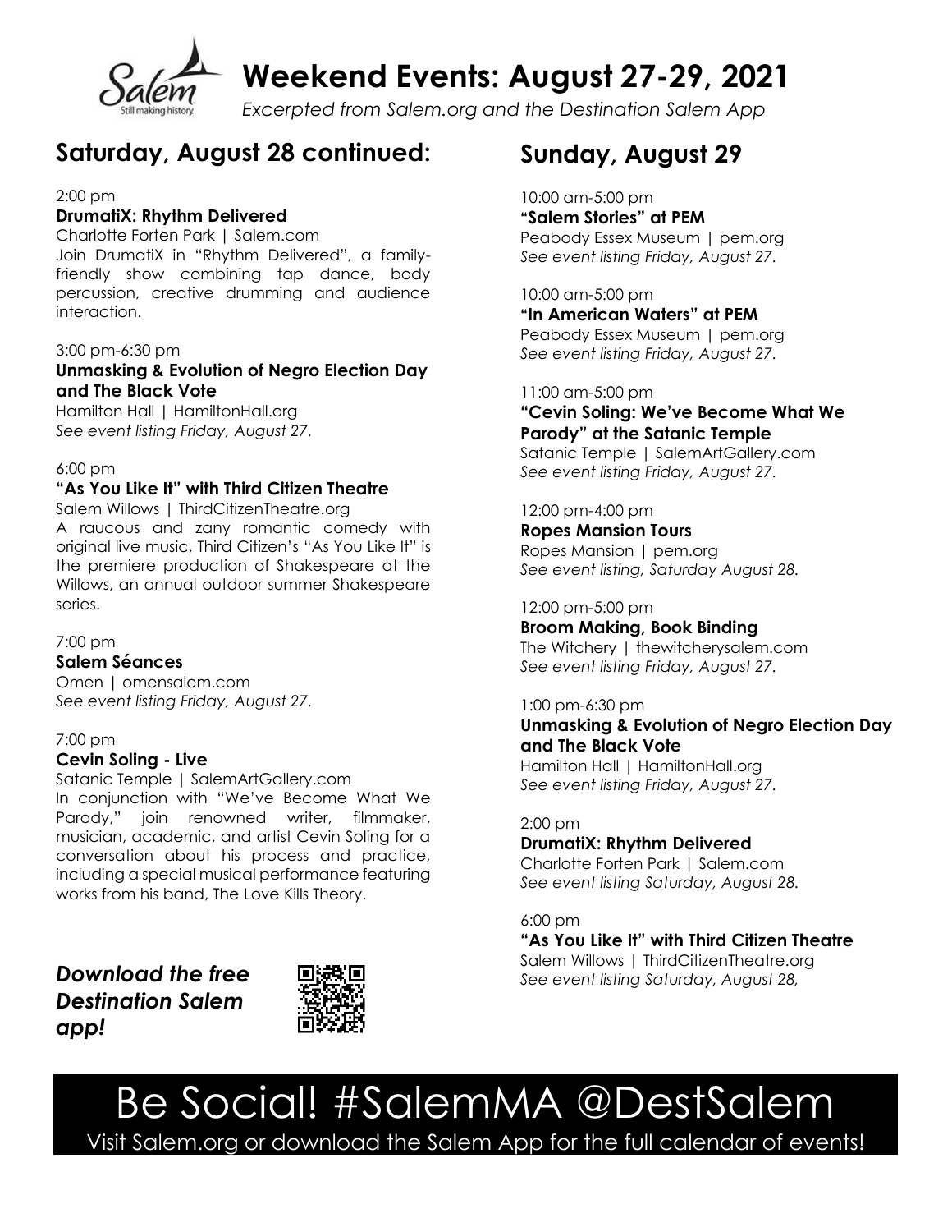# Weekend Events: August 27-29, 2021

*Excerpted from Salem.org and the Destination Salem App*

## Saturday, August 28 continued:

2:00 pm
**DrumatiX: Rhythm Delivered**
Charlotte Forten Park | Salem.com
Join DrumatiX in "Rhythm Delivered", a family-friendly show combining tap dance, body percussion, creative drumming and audience interaction.

3:00 pm-6:30 pm
**Unmasking & Evolution of Negro Election Day and The Black Vote**
Hamilton Hall | HamiltonHall.org
*See event listing Friday, August 27.*

6:00 pm
**"As You Like It" with Third Citizen Theatre**
Salem Willows | ThirdCitizenTheatre.org
A raucous and zany romantic comedy with original live music, Third Citizen's "As You Like It" is the premiere production of Shakespeare at the Willows, an annual outdoor summer Shakespeare series.

7:00 pm
**Salem Séances**
Omen | omensalem.com
*See event listing Friday, August 27.*

7:00 pm
**Cevin Soling - Live**
Satanic Temple | SalemArtGallery.com
In conjunction with "We've Become What We Parody," join renowned writer, filmmaker, musician, academic, and artist Cevin Soling for a conversation about his process and practice, including a special musical performance featuring works from his band, The Love Kills Theory.

***Download the free Destination Salem app!***

## Sunday, August 29

10:00 am-5:00 pm
**"Salem Stories" at PEM**
Peabody Essex Museum | pem.org
*See event listing Friday, August 27.*

10:00 am-5:00 pm
**"In American Waters" at PEM**
Peabody Essex Museum | pem.org
*See event listing Friday, August 27.*

11:00 am-5:00 pm
**"Cevin Soling: We've Become What We Parody" at the Satanic Temple**
Satanic Temple | SalemArtGallery.com
*See event listing Friday, August 27.*

12:00 pm-4:00 pm
**Ropes Mansion Tours**
Ropes Mansion | pem.org
*See event listing, Saturday August 28.*

12:00 pm-5:00 pm
**Broom Making, Book Binding**
The Witchery | thewitcherysalem.com
*See event listing Friday, August 27.*

1:00 pm-6:30 pm
**Unmasking & Evolution of Negro Election Day and The Black Vote**
Hamilton Hall | HamiltonHall.org
*See event listing Friday, August 27.*

2:00 pm
**DrumatiX: Rhythm Delivered**
Charlotte Forten Park | Salem.com
*See event listing Saturday, August 28.*

6:00 pm
**"As You Like It" with Third Citizen Theatre**
Salem Willows | ThirdCitizenTheatre.org
*See event listing Saturday, August 28,*

Be Social! #SalemMA @DestSalem

Visit Salem.org or download the Salem App for the full calendar of events!